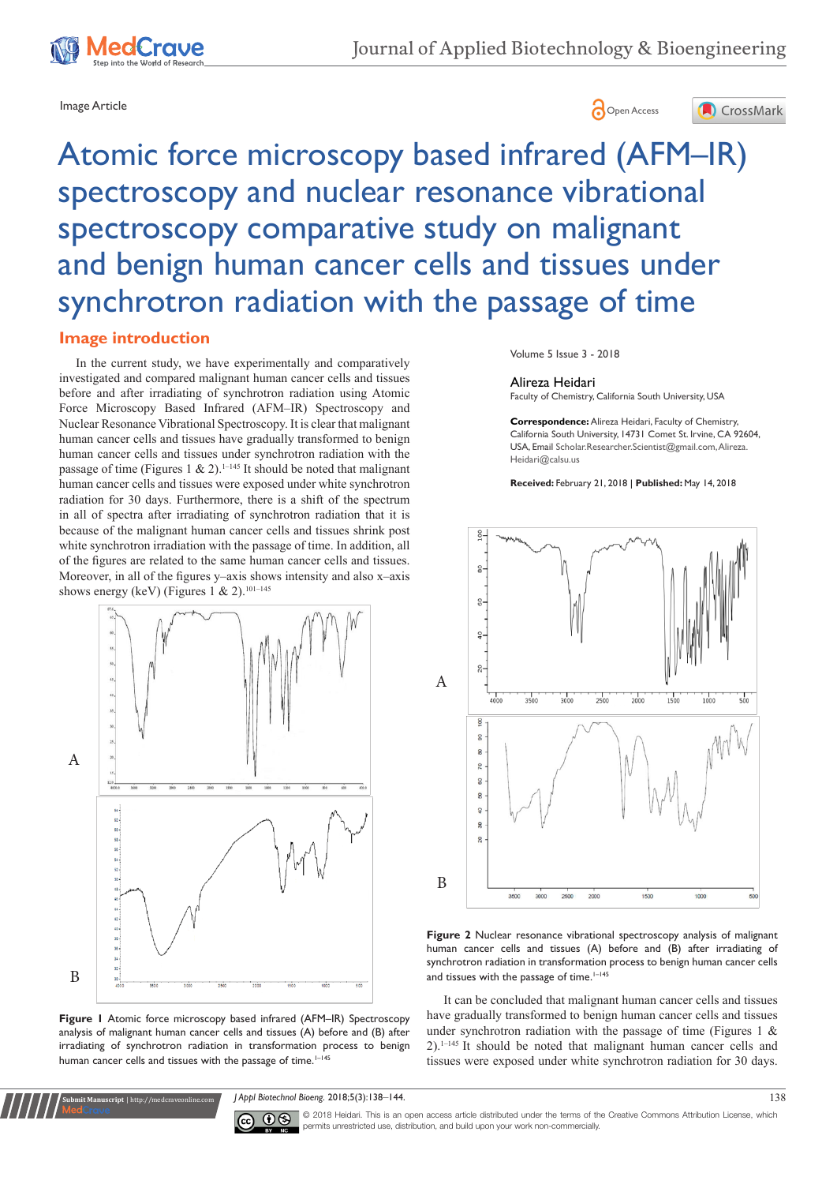Image Article

Open Access

# Atomic force microscopy based infrared (AFM–IR) spectroscopy and nuclear resonance vibrational spectroscopy comparative study on malignant and benign human cancer cells and tissues under synchrotron radiation with the passage of time

Volume 5 Issue 3 - 2018

**Alireza Heidari**

Faculty of Chemistry, California South University, USA

**Correspondence:** Alireza Heidari, Faculty of Chemistry, California South University, 14731 Comet St. Irvine, CA 92604, USA, Email Scholar.Researcher.Scientist@gmail.com, Alireza.Heidari@calsu.us

**Received:** February 21, 2018 | **Published:** May 14, 2018

## Image introduction

In the current study, we have experimentally and comparatively investigated and compared malignant human cancer cells and tissues before and after irradiating of synchrotron radiation using Atomic Force Microscopy Based Infrared (AFM–IR) Spectroscopy and Nuclear Resonance Vibrational Spectroscopy. It is clear that malignant human cancer cells and tissues have gradually transformed to benign human cancer cells and tissues under synchrotron radiation with the passage of time (Figures 1 & 2).[1–145] It should be noted that malignant human cancer cells and tissues were exposed under white synchrotron radiation for 30 days. Furthermore, there is a shift of the spectrum in all of spectra after irradiating of synchrotron radiation that it is because of the malignant human cancer cells and tissues shrink post white synchrotron irradiation with the passage of time. In addition, all of the figures are related to the same human cancer cells and tissues. Moreover, in all of the figures y–axis shows intensity and also x–axis shows energy (keV) (Figures 1 & 2).[101–145]

**Figure 1** Atomic force microscopy based infrared (AFM–IR) Spectroscopy analysis of malignant human cancer cells and tissues (A) before and (B) after irradiating of synchrotron radiation in transformation process to benign human cancer cells and tissues with the passage of time.[1–145]

**Figure 2** Nuclear resonance vibrational spectroscopy analysis of malignant human cancer cells and tissues (A) before and (B) after irradiating of synchrotron radiation in transformation process to benign human cancer cells and tissues with the passage of time.[1–145]

It can be concluded that malignant human cancer cells and tissues have gradually transformed to benign human cancer cells and tissues under synchrotron radiation with the passage of time (Figures 1 & 2).[1–145] It should be noted that malignant human cancer cells and tissues were exposed under white synchrotron radiation for 30 days.

© 2018 Heidari. This is an open access article distributed under the terms of the Creative Commons Attribution License, which permits unrestricted use, distribution, and build upon your work non-commercially.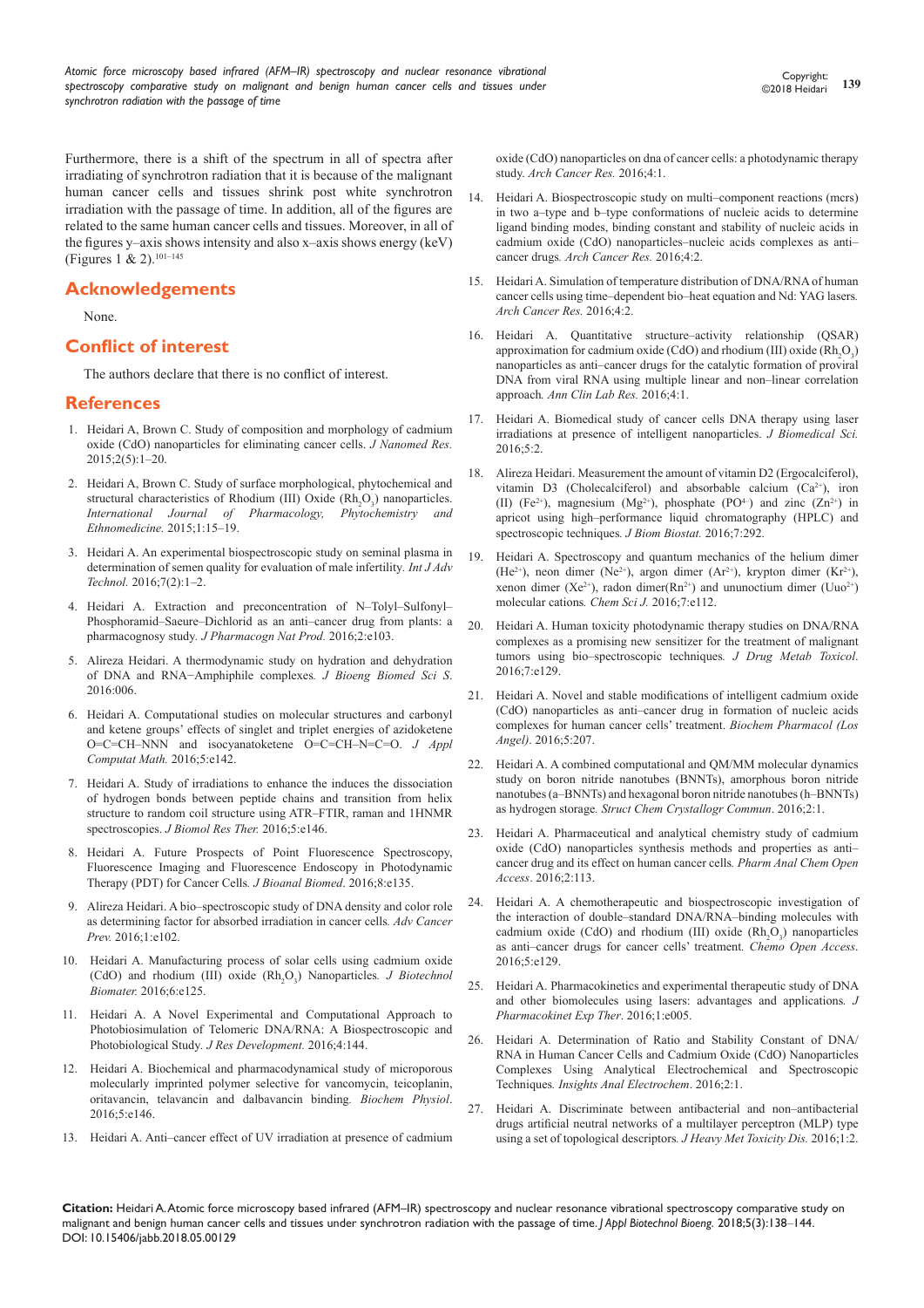Furthermore, there is a shift of the spectrum in all of spectra after irradiating of synchrotron radiation that it is because of the malignant human cancer cells and tissues shrink post white synchrotron irradiation with the passage of time. In addition, all of the figures are related to the same human cancer cells and tissues. Moreover, in all of the figures y–axis shows intensity and also x–axis shows energy (keV) (Figures 1 & 2).[101–145]

## Acknowledgements

None.

## Conflict of interest

The authors declare that there is no conflict of interest.

## References

1. Heidari A, Brown C. Study of composition and morphology of cadmium oxide (CdO) nanoparticles for eliminating cancer cells. *J Nanomed Res.* 2015;2(5):1–20.
2. Heidari A, Brown C. Study of surface morphological, phytochemical and structural characteristics of Rhodium (III) Oxide ($Rh_2O_3$) nanoparticles. *International Journal of Pharmacology, Phytochemistry and Ethnomedicine.* 2015;1:15–19.
3. Heidari A. An experimental biospectroscopic study on seminal plasma in determination of semen quality for evaluation of male infertility. *Int J Adv Technol.* 2016;7(2):1–2.
4. Heidari A. Extraction and preconcentration of N–Tolyl–Sulfonyl–Phosphoramid–Saeure–Dichlorid as an anti–cancer drug from plants: a pharmacognosy study. *J Pharmacogn Nat Prod.* 2016;2:e103.
5. Alireza Heidari. A thermodynamic study on hydration and dehydration of DNA and RNA−Amphiphile complexes. *J Bioeng Biomed Sci S.* 2016:006.
6. Heidari A. Computational studies on molecular structures and carbonyl and ketene groups' effects of singlet and triplet energies of azidoketene O=C=CH–NNN and isocyanatoketene O=C=CH–N=C=O. *J Appl Computat Math.* 2016;5:e142.
7. Heidari A. Study of irradiations to enhance the induces the dissociation of hydrogen bonds between peptide chains and transition from helix structure to random coil structure using ATR–FTIR, raman and 1HNMR spectroscopies. *J Biomol Res Ther.* 2016;5:e146.
8. Heidari A. Future Prospects of Point Fluorescence Spectroscopy, Fluorescence Imaging and Fluorescence Endoscopy in Photodynamic Therapy (PDT) for Cancer Cells. *J Bioanal Biomed.* 2016;8:e135.
9. Alireza Heidari. A bio−spectroscopic study of DNA density and color role as determining factor for absorbed irradiation in cancer cells. *Adv Cancer Prev.* 2016;1:e102.
10. Heidari A. Manufacturing process of solar cells using cadmium oxide (CdO) and rhodium (III) oxide ($Rh_2O_3$) Nanoparticles. *J Biotechnol Biomater.* 2016;6:e125.
11. Heidari A. A Novel Experimental and Computational Approach to Photobiosimulation of Telomeric DNA/RNA: A Biospectroscopic and Photobiological Study. *J Res Development.* 2016;4:144.
12. Heidari A. Biochemical and pharmacodynamical study of microporous molecularly imprinted polymer selective for vancomycin, teicoplanin, oritavancin, telavancin and dalbavancin binding. *Biochem Physiol*. 2016;5:e146.
13. Heidari A. Anti–cancer effect of UV irradiation at presence of cadmium oxide (CdO) nanoparticles on dna of cancer cells: a photodynamic therapy study. *Arch Cancer Res.* 2016;4:1.
14. Heidari A. Biospectroscopic study on multi–component reactions (mcrs) in two a–type and b–type conformations of nucleic acids to determine ligand binding modes, binding constant and stability of nucleic acids in cadmium oxide (CdO) nanoparticles–nucleic acids complexes as anti–cancer drugs. *Arch Cancer Res.* 2016;4:2.
15. Heidari A. Simulation of temperature distribution of DNA/RNA of human cancer cells using time–dependent bio–heat equation and Nd: YAG lasers. *Arch Cancer Res.* 2016;4:2.
16. Heidari A. Quantitative structure–activity relationship (QSAR) approximation for cadmium oxide (CdO) and rhodium (III) oxide ($Rh_2O_3$) nanoparticles as anti–cancer drugs for the catalytic formation of proviral DNA from viral RNA using multiple linear and non–linear correlation approach. *Ann Clin Lab Res.* 2016;4:1.
17. Heidari A. Biomedical study of cancer cells DNA therapy using laser irradiations at presence of intelligent nanoparticles. *J Biomedical Sci.* 2016;5:2.
18. Alireza Heidari. Measurement the amount of vitamin D2 (Ergocalciferol), vitamin D3 (Cholecalciferol) and absorbable calcium ($Ca^{2+}$), iron (II) ($Fe^{2+}$), magnesium ($Mg^{2+}$), phosphate ($PO^{4-}$) and zinc ($Zn^{2+}$) in apricot using high–performance liquid chromatography (HPLC) and spectroscopic techniques. *J Biom Biostat.* 2016;7:292.
19. Heidari A. Spectroscopy and quantum mechanics of the helium dimer ($He^{2+}$), neon dimer ($Ne^{2+}$), argon dimer ($Ar^{2+}$), krypton dimer ($Kr^{2+}$), xenon dimer ($Xe^{2+}$), radon dimer($Rn^{2+}$) and ununoctium dimer ($Uuo^{2+}$) molecular cations. *Chem Sci J.* 2016;7:e112.
20. Heidari A. Human toxicity photodynamic therapy studies on DNA/RNA complexes as a promising new sensitizer for the treatment of malignant tumors using bio–spectroscopic techniques. *J Drug Metab Toxicol*. 2016;7:e129.
21. Heidari A. Novel and stable modifications of intelligent cadmium oxide (CdO) nanoparticles as anti–cancer drug in formation of nucleic acids complexes for human cancer cells' treatment. *Biochem Pharmacol (Los Angel).* 2016;5:207.
22. Heidari A. A combined computational and QM/MM molecular dynamics study on boron nitride nanotubes (BNNTs), amorphous boron nitride nanotubes (a–BNNTs) and hexagonal boron nitride nanotubes (h–BNNTs) as hydrogen storage. *Struct Chem Crystallogr Commun*. 2016;2:1.
23. Heidari A. Pharmaceutical and analytical chemistry study of cadmium oxide (CdO) nanoparticles synthesis methods and properties as anti–cancer drug and its effect on human cancer cells. *Pharm Anal Chem Open Access*. 2016;2:113.
24. Heidari A. A chemotherapeutic and biospectroscopic investigation of the interaction of double–standard DNA/RNA–binding molecules with cadmium oxide (CdO) and rhodium (III) oxide ($Rh_2O_3$) nanoparticles as anti–cancer drugs for cancer cells' treatment. *Chemo Open Access*. 2016;5:e129.
25. Heidari A. Pharmacokinetics and experimental therapeutic study of DNA and other biomolecules using lasers: advantages and applications. *J Pharmacokinet Exp Ther*. 2016;1:e005.
26. Heidari A. Determination of Ratio and Stability Constant of DNA/RNA in Human Cancer Cells and Cadmium Oxide (CdO) Nanoparticles Complexes Using Analytical Electrochemical and Spectroscopic Techniques. *Insights Anal Electrochem*. 2016;2:1.
27. Heidari A. Discriminate between antibacterial and non–antibacterial drugs artificial neutral networks of a multilayer perceptron (MLP) type using a set of topological descriptors. *J Heavy Met Toxicity Dis.* 2016;1:2.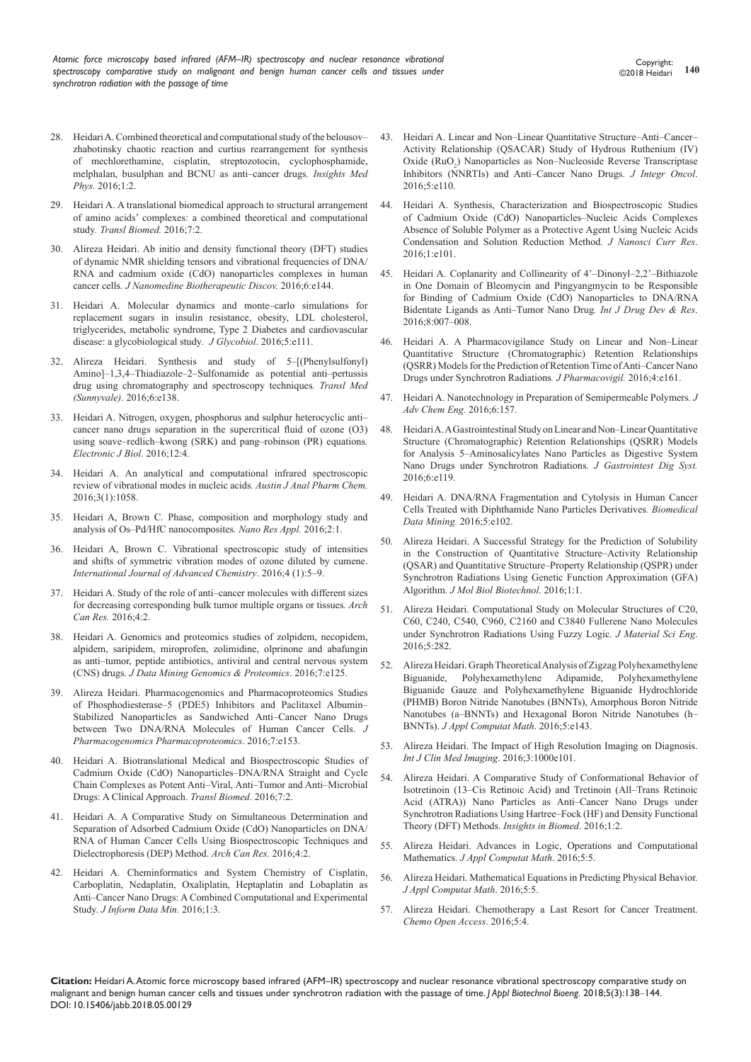28. Heidari A. Combined theoretical and computational study of the belousov–zhabotinsky chaotic reaction and curtius rearrangement for synthesis of mechlorethamine, cisplatin, streptozotocin, cyclophosphamide, melphalan, busulphan and BCNU as anti–cancer drugs. *Insights Med Phys.* 2016;1:2.

29. Heidari A. A translational biomedical approach to structural arrangement of amino acids' complexes: a combined theoretical and computational study. *Transl Biomed.* 2016;7:2.

30. Alireza Heidari. Ab initio and density functional theory (DFT) studies of dynamic NMR shielding tensors and vibrational frequencies of DNA/RNA and cadmium oxide (CdO) nanoparticles complexes in human cancer cells. *J Nanomedine Biotherapeutic Discov.* 2016;6:e144.

31. Heidari A. Molecular dynamics and monte–carlo simulations for replacement sugars in insulin resistance, obesity, LDL cholesterol, triglycerides, metabolic syndrome, Type 2 Diabetes and cardiovascular disease: a glycobiological study. *J Glycobiol*. 2016;5:e111.

32. Alireza Heidari. Synthesis and study of 5–[(Phenylsulfonyl) Amino]–1,3,4–Thiadiazole–2–Sulfonamide as potential anti–pertussis drug using chromatography and spectroscopy techniques. *Transl Med (Sunnyvale).* 2016;6:e138.

33. Heidari A. Nitrogen, oxygen, phosphorus and sulphur heterocyclic anti–cancer nano drugs separation in the supercritical fluid of ozone ($O_3$) using soave–redlich–kwong (SRK) and pang–robinson (PR) equations. *Electronic J Biol.* 2016;12:4.

34. Heidari A. An analytical and computational infrared spectroscopic review of vibrational modes in nucleic acids. *Austin J Anal Pharm Chem.* 2016;3(1):1058.

35. Heidari A, Brown C. Phase, composition and morphology study and analysis of Os–Pd/HfC nanocomposites. *Nano Res Appl.* 2016;2:1.

36. Heidari A, Brown C. Vibrational spectroscopic study of intensities and shifts of symmetric vibration modes of ozone diluted by cumene. *International Journal of Advanced Chemistry*. 2016;4 (1):5–9.

37. Heidari A. Study of the role of anti–cancer molecules with different sizes for decreasing corresponding bulk tumor multiple organs or tissues. *Arch Can Res.* 2016;4:2.

38. Heidari A. Genomics and proteomics studies of zolpidem, necopidem, alpidem, saripidem, miroprofen, zolimidine, olprinone and abafungin as anti–tumor, peptide antibiotics, antiviral and central nervous system (CNS) drugs. *J Data Mining Genomics & Proteomics*. 2016;7:e125.

39. Alireza Heidari. Pharmacogenomics and Pharmacoproteomics Studies of Phosphodiesterase–5 (PDE5) Inhibitors and Paclitaxel Albumin–Stabilized Nanoparticles as Sandwiched Anti–Cancer Nano Drugs between Two DNA/RNA Molecules of Human Cancer Cells. *J Pharmacogenomics Pharmacoproteomics*. 2016;7:e153.

40. Heidari A. Biotranslational Medical and Biospectroscopic Studies of Cadmium Oxide (CdO) Nanoparticles–DNA/RNA Straight and Cycle Chain Complexes as Potent Anti–Viral, Anti–Tumor and Anti–Microbial Drugs: A Clinical Approach. *Transl Biomed*. 2016;7:2.

41. Heidari A. A Comparative Study on Simultaneous Determination and Separation of Adsorbed Cadmium Oxide (CdO) Nanoparticles on DNA/RNA of Human Cancer Cells Using Biospectroscopic Techniques and Dielectrophoresis (DEP) Method. *Arch Can Res.* 2016;4:2.

42. Heidari A. Cheminformatics and System Chemistry of Cisplatin, Carboplatin, Nedaplatin, Oxaliplatin, Heptaplatin and Lobaplatin as Anti–Cancer Nano Drugs: A Combined Computational and Experimental Study. *J Inform Data Min.* 2016;1:3.

43. Heidari A. Linear and Non–Linear Quantitative Structure–Anti–Cancer–Activity Relationship (QSACAR) Study of Hydrous Ruthenium (IV) Oxide ($RuO_2$) Nanoparticles as Non–Nucleoside Reverse Transcriptase Inhibitors (NNRTIs) and Anti–Cancer Nano Drugs. *J Integr Oncol*. 2016;5:e110.

44. Heidari A. Synthesis, Characterization and Biospectroscopic Studies of Cadmium Oxide (CdO) Nanoparticles–Nucleic Acids Complexes Absence of Soluble Polymer as a Protective Agent Using Nucleic Acids Condensation and Solution Reduction Method. *J Nanosci Curr Res*. 2016;1:e101.

45. Heidari A. Coplanarity and Collinearity of 4'–Dinonyl–2,2'–Bithiazole in One Domain of Bleomycin and Pingyangmycin to be Responsible for Binding of Cadmium Oxide (CdO) Nanoparticles to DNA/RNA Bidentate Ligands as Anti–Tumor Nano Drug. *Int J Drug Dev & Res*. 2016;8:007–008.

46. Heidari A. A Pharmacovigilance Study on Linear and Non–Linear Quantitative Structure (Chromatographic) Retention Relationships (QSRR) Models for the Prediction of Retention Time of Anti–Cancer Nano Drugs under Synchrotron Radiations. *J Pharmacovigil.* 2016;4:e161.

47. Heidari A. Nanotechnology in Preparation of Semipermeable Polymers. *J Adv Chem Eng.* 2016;6:157.

48. Heidari A. A Gastrointestinal Study on Linear and Non–Linear Quantitative Structure (Chromatographic) Retention Relationships (QSRR) Models for Analysis 5–Aminosalicylates Nano Particles as Digestive System Nano Drugs under Synchrotron Radiations. *J Gastrointest Dig Syst.* 2016;6:e119.

49. Heidari A. DNA/RNA Fragmentation and Cytolysis in Human Cancer Cells Treated with Diphthamide Nano Particles Derivatives. *Biomedical Data Mining.* 2016;5:e102.

50. Alireza Heidari. A Successful Strategy for the Prediction of Solubility in the Construction of Quantitative Structure–Activity Relationship (QSAR) and Quantitative Structure–Property Relationship (QSPR) under Synchrotron Radiations Using Genetic Function Approximation (GFA) Algorithm. *J Mol Biol Biotechnol*. 2016;1:1.

51. Alireza Heidari. Computational Study on Molecular Structures of C20, C60, C240, C540, C960, C2160 and C3840 Fullerene Nano Molecules under Synchrotron Radiations Using Fuzzy Logic. *J Material Sci Eng*. 2016;5:282.

52. Alireza Heidari. Graph Theoretical Analysis of Zigzag Polyhexamethylene Biguanide, Polyhexamethylene Adipamide, Polyhexamethylene Biguanide Gauze and Polyhexamethylene Biguanide Hydrochloride (PHMB) Boron Nitride Nanotubes (BNNTs), Amorphous Boron Nitride Nanotubes (a–BNNTs) and Hexagonal Boron Nitride Nanotubes (h–BNNTs). *J Appl Computat Math*. 2016;5:e143.

53. Alireza Heidari. The Impact of High Resolution Imaging on Diagnosis. *Int J Clin Med Imaging*. 2016;3:1000e101.

54. Alireza Heidari. A Comparative Study of Conformational Behavior of Isotretinoin (13–Cis Retinoic Acid) and Tretinoin (All–Trans Retinoic Acid (ATRA)) Nano Particles as Anti–Cancer Nano Drugs under Synchrotron Radiations Using Hartree–Fock (HF) and Density Functional Theory (DFT) Methods. *Insights in Biomed*. 2016;1:2.

55. Alireza Heidari. Advances in Logic, Operations and Computational Mathematics. *J Appl Computat Math*. 2016;5:5.

56. Alireza Heidari. Mathematical Equations in Predicting Physical Behavior. *J Appl Computat Math*. 2016;5:5.

57. Alireza Heidari. Chemotherapy a Last Resort for Cancer Treatment. *Chemo Open Access*. 2016;5:4.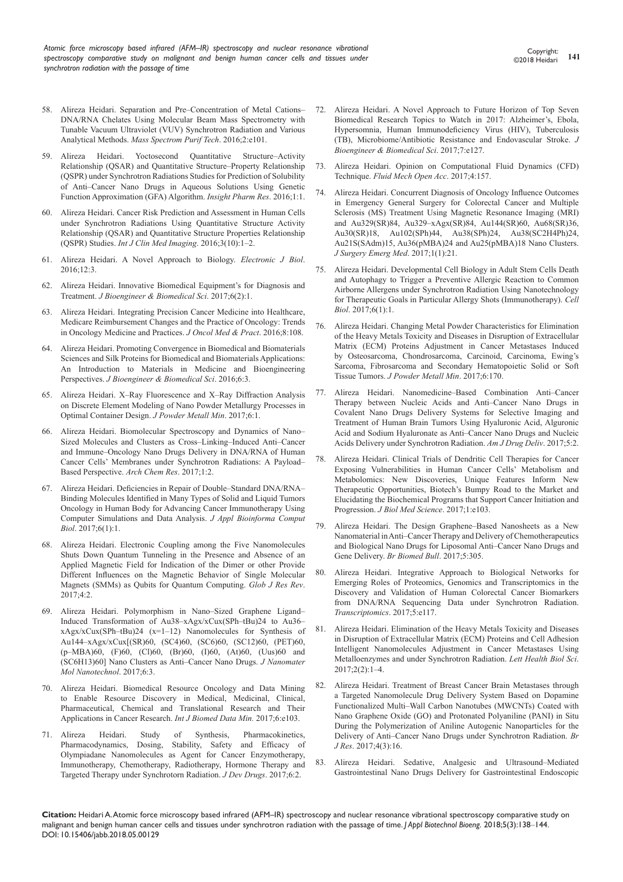58. Alireza Heidari. Separation and Pre–Concentration of Metal Cations–DNA/RNA Chelates Using Molecular Beam Mass Spectrometry with Tunable Vacuum Ultraviolet (VUV) Synchrotron Radiation and Various Analytical Methods. *Mass Spectrom Purif Tech*. 2016;2:e101.

59. Alireza Heidari. Yoctosecond Quantitative Structure–Activity Relationship (QSAR) and Quantitative Structure–Property Relationship (QSPR) under Synchrotron Radiations Studies for Prediction of Solubility of Anti–Cancer Nano Drugs in Aqueous Solutions Using Genetic Function Approximation (GFA) Algorithm. *Insight Pharm Res*. 2016;1:1.

60. Alireza Heidari. Cancer Risk Prediction and Assessment in Human Cells under Synchrotron Radiations Using Quantitative Structure Activity Relationship (QSAR) and Quantitative Structure Properties Relationship (QSPR) Studies. *Int J Clin Med Imaging*. 2016;3(10):1–2.

61. Alireza Heidari. A Novel Approach to Biology. *Electronic J Biol*. 2016;12:3.

62. Alireza Heidari. Innovative Biomedical Equipment's for Diagnosis and Treatment. *J Bioengineer & Biomedical Sci*. 2017;6(2):1.

63. Alireza Heidari. Integrating Precision Cancer Medicine into Healthcare, Medicare Reimbursement Changes and the Practice of Oncology: Trends in Oncology Medicine and Practices. *J Oncol Med & Pract*. 2016;8:108.

64. Alireza Heidari. Promoting Convergence in Biomedical and Biomaterials Sciences and Silk Proteins for Biomedical and Biomaterials Applications: An Introduction to Materials in Medicine and Bioengineering Perspectives. *J Bioengineer & Biomedical Sci*. 2016;6:3.

65. Alireza Heidari. X–Ray Fluorescence and X–Ray Diffraction Analysis on Discrete Element Modeling of Nano Powder Metallurgy Processes in Optimal Container Design. *J Powder Metall Min*. 2017;6:1.

66. Alireza Heidari. Biomolecular Spectroscopy and Dynamics of Nano–Sized Molecules and Clusters as Cross–Linking–Induced Anti–Cancer and Immune–Oncology Nano Drugs Delivery in DNA/RNA of Human Cancer Cells' Membranes under Synchrotron Radiations: A Payload–Based Perspective. *Arch Chem Res*. 2017;1:2.

67. Alireza Heidari. Deficiencies in Repair of Double–Standard DNA/RNA–Binding Molecules Identified in Many Types of Solid and Liquid Tumors Oncology in Human Body for Advancing Cancer Immunotherapy Using Computer Simulations and Data Analysis. *J Appl Bioinforma Comput Biol*. 2017;6(1):1.

68. Alireza Heidari. Electronic Coupling among the Five Nanomolecules Shuts Down Quantum Tunneling in the Presence and Absence of an Applied Magnetic Field for Indication of the Dimer or other Provide Different Influences on the Magnetic Behavior of Single Molecular Magnets (SMMs) as Qubits for Quantum Computing. *Glob J Res Rev*. 2017;4:2.

69. Alireza Heidari. Polymorphism in Nano–Sized Graphene Ligand–Induced Transformation of Au38–xAgx/xCux(SPh–tBu)24 to Au36–xAgx/xCux(SPh–tBu)24 (x=1–12) Nanomolecules for Synthesis of Au144–xAgx/xCux[(SR)60, (SC4)60, (SC6)60, (SC12)60, (PET)60, (p–MBA)60, (F)60, (Cl)60, (Br)60, (I)60, (At)60, (Uus)60 and (SC6H13)60] Nano Clusters as Anti–Cancer Nano Drugs. *J Nanomater Mol Nanotechnol*. 2017;6:3.

70. Alireza Heidari. Biomedical Resource Oncology and Data Mining to Enable Resource Discovery in Medical, Medicinal, Clinical, Pharmaceutical, Chemical and Translational Research and Their Applications in Cancer Research. *Int J Biomed Data Min.* 2017;6:e103.

71. Alireza Heidari. Study of Synthesis, Pharmacokinetics, Pharmacodynamics, Dosing, Stability, Safety and Efficacy of Olympiadane Nanomolecules as Agent for Cancer Enzymotherapy, Immunotherapy, Chemotherapy, Radiotherapy, Hormone Therapy and Targeted Therapy under Synchrotorn Radiation. *J Dev Drugs*. 2017;6:2.

72. Alireza Heidari. A Novel Approach to Future Horizon of Top Seven Biomedical Research Topics to Watch in 2017: Alzheimer's, Ebola, Hypersomnia, Human Immunodeficiency Virus (HIV), Tuberculosis (TB), Microbiome/Antibiotic Resistance and Endovascular Stroke. *J Bioengineer & Biomedical Sci*. 2017;7:e127.

73. Alireza Heidari. Opinion on Computational Fluid Dynamics (CFD) Technique. *Fluid Mech Open Acc*. 2017;4:157.

74. Alireza Heidari. Concurrent Diagnosis of Oncology Influence Outcomes in Emergency General Surgery for Colorectal Cancer and Multiple Sclerosis (MS) Treatment Using Magnetic Resonance Imaging (MRI) and Au329(SR)84, Au329–xAgx(SR)84, Au144(SR)60, Au68(SR)36, Au30(SR)18, Au102(SPh)44, Au38(SPh)24, Au38(SC2H4Ph)24, Au21S(SAdm)15, Au36(pMBA)24 and Au25(pMBA)18 Nano Clusters. *J Surgery Emerg Med*. 2017;1(1):21.

75. Alireza Heidari. Developmental Cell Biology in Adult Stem Cells Death and Autophagy to Trigger a Preventive Allergic Reaction to Common Airborne Allergens under Synchrotron Radiation Using Nanotechnology for Therapeutic Goals in Particular Allergy Shots (Immunotherapy). *Cell Biol*. 2017;6(1):1.

76. Alireza Heidari. Changing Metal Powder Characteristics for Elimination of the Heavy Metals Toxicity and Diseases in Disruption of Extracellular Matrix (ECM) Proteins Adjustment in Cancer Metastases Induced by Osteosarcoma, Chondrosarcoma, Carcinoid, Carcinoma, Ewing's Sarcoma, Fibrosarcoma and Secondary Hematopoietic Solid or Soft Tissue Tumors. *J Powder Metall Min*. 2017;6:170.

77. Alireza Heidari. Nanomedicine–Based Combination Anti–Cancer Therapy between Nucleic Acids and Anti–Cancer Nano Drugs in Covalent Nano Drugs Delivery Systems for Selective Imaging and Treatment of Human Brain Tumors Using Hyaluronic Acid, Alguronic Acid and Sodium Hyaluronate as Anti–Cancer Nano Drugs and Nucleic Acids Delivery under Synchrotron Radiation. *Am J Drug Deliv*. 2017;5:2.

78. Alireza Heidari. Clinical Trials of Dendritic Cell Therapies for Cancer Exposing Vulnerabilities in Human Cancer Cells' Metabolism and Metabolomics: New Discoveries, Unique Features Inform New Therapeutic Opportunities, Biotech's Bumpy Road to the Market and Elucidating the Biochemical Programs that Support Cancer Initiation and Progression. *J Biol Med Science*. 2017;1:e103.

79. Alireza Heidari. The Design Graphene–Based Nanosheets as a New Nanomaterial in Anti–Cancer Therapy and Delivery of Chemotherapeutics and Biological Nano Drugs for Liposomal Anti–Cancer Nano Drugs and Gene Delivery. *Br Biomed Bull*. 2017;5:305.

80. Alireza Heidari. Integrative Approach to Biological Networks for Emerging Roles of Proteomics, Genomics and Transcriptomics in the Discovery and Validation of Human Colorectal Cancer Biomarkers from DNA/RNA Sequencing Data under Synchrotron Radiation. *Transcriptomics*. 2017;5:e117.

81. Alireza Heidari. Elimination of the Heavy Metals Toxicity and Diseases in Disruption of Extracellular Matrix (ECM) Proteins and Cell Adhesion Intelligent Nanomolecules Adjustment in Cancer Metastases Using Metalloenzymes and under Synchrotron Radiation. *Lett Health Biol Sci*. 2017;2(2):1–4.

82. Alireza Heidari. Treatment of Breast Cancer Brain Metastases through a Targeted Nanomolecule Drug Delivery System Based on Dopamine Functionalized Multi–Wall Carbon Nanotubes (MWCNTs) Coated with Nano Graphene Oxide (GO) and Protonated Polyaniline (PANI) in Situ During the Polymerization of Aniline Autogenic Nanoparticles for the Delivery of Anti–Cancer Nano Drugs under Synchrotron Radiation. *Br J Res*. 2017;4(3):16.

83. Alireza Heidari. Sedative, Analgesic and Ultrasound–Mediated Gastrointestinal Nano Drugs Delivery for Gastrointestinal Endoscopic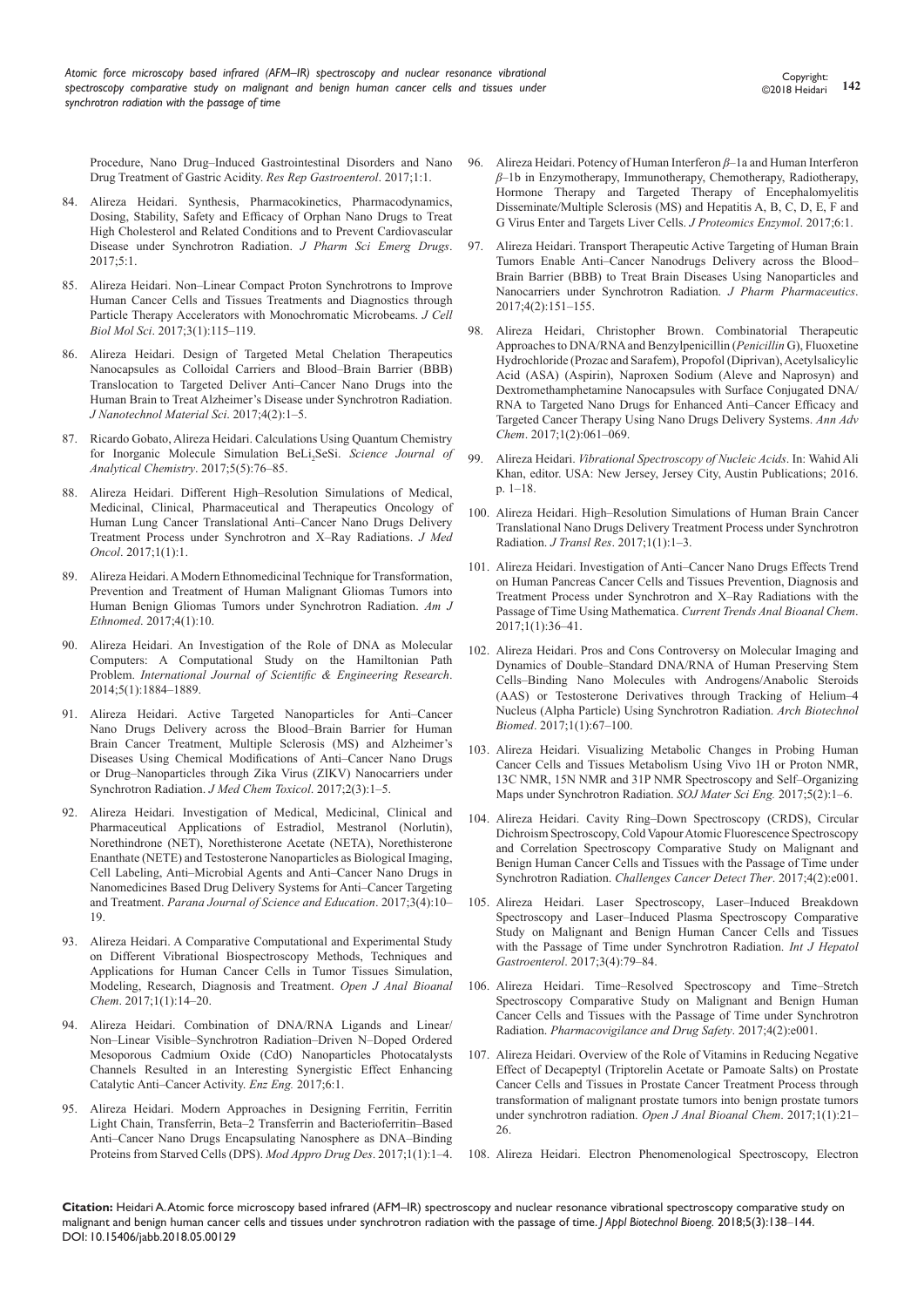Procedure, Nano Drug–Induced Gastrointestinal Disorders and Nano Drug Treatment of Gastric Acidity. *Res Rep Gastroenterol*. 2017;1:1.

84. Alireza Heidari. Synthesis, Pharmacokinetics, Pharmacodynamics, Dosing, Stability, Safety and Efficacy of Orphan Nano Drugs to Treat High Cholesterol and Related Conditions and to Prevent Cardiovascular Disease under Synchrotron Radiation. *J Pharm Sci Emerg Drugs*. 2017;5:1.

85. Alireza Heidari. Non–Linear Compact Proton Synchrotrons to Improve Human Cancer Cells and Tissues Treatments and Diagnostics through Particle Therapy Accelerators with Monochromatic Microbeams. *J Cell Biol Mol Sci*. 2017;3(1):115–119.

86. Alireza Heidari. Design of Targeted Metal Chelation Therapeutics Nanocapsules as Colloidal Carriers and Blood–Brain Barrier (BBB) Translocation to Targeted Deliver Anti–Cancer Nano Drugs into the Human Brain to Treat Alzheimer's Disease under Synchrotron Radiation. *J Nanotechnol Material Sci*. 2017;4(2):1–5.

87. Ricardo Gobato, Alireza Heidari. Calculations Using Quantum Chemistry for Inorganic Molecule Simulation $BeLi_2SeSi$. *Science Journal of Analytical Chemistry*. 2017;5(5):76–85.

88. Alireza Heidari. Different High–Resolution Simulations of Medical, Medicinal, Clinical, Pharmaceutical and Therapeutics Oncology of Human Lung Cancer Translational Anti–Cancer Nano Drugs Delivery Treatment Process under Synchrotron and X–Ray Radiations. *J Med Oncol*. 2017;1(1):1.

89. Alireza Heidari. A Modern Ethnomedicinal Technique for Transformation, Prevention and Treatment of Human Malignant Gliomas Tumors into Human Benign Gliomas Tumors under Synchrotron Radiation. *Am J Ethnomed*. 2017;4(1):10.

90. Alireza Heidari. An Investigation of the Role of DNA as Molecular Computers: A Computational Study on the Hamiltonian Path Problem. *International Journal of Scientific & Engineering Research*. 2014;5(1):1884–1889.

91. Alireza Heidari. Active Targeted Nanoparticles for Anti–Cancer Nano Drugs Delivery across the Blood–Brain Barrier for Human Brain Cancer Treatment, Multiple Sclerosis (MS) and Alzheimer's Diseases Using Chemical Modifications of Anti–Cancer Nano Drugs or Drug–Nanoparticles through Zika Virus (ZIKV) Nanocarriers under Synchrotron Radiation. *J Med Chem Toxicol*. 2017;2(3):1–5.

92. Alireza Heidari. Investigation of Medical, Medicinal, Clinical and Pharmaceutical Applications of Estradiol, Mestranol (Norlutin), Norethindrone (NET), Norethisterone Acetate (NETA), Norethisterone Enanthate (NETE) and Testosterone Nanoparticles as Biological Imaging, Cell Labeling, Anti–Microbial Agents and Anti–Cancer Nano Drugs in Nanomedicines Based Drug Delivery Systems for Anti–Cancer Targeting and Treatment. *Parana Journal of Science and Education*. 2017;3(4):10–19.

93. Alireza Heidari. A Comparative Computational and Experimental Study on Different Vibrational Biospectroscopy Methods, Techniques and Applications for Human Cancer Cells in Tumor Tissues Simulation, Modeling, Research, Diagnosis and Treatment. *Open J Anal Bioanal Chem*. 2017;1(1):14–20.

94. Alireza Heidari. Combination of DNA/RNA Ligands and Linear/Non–Linear Visible–Synchrotron Radiation–Driven N–Doped Ordered Mesoporous Cadmium Oxide (CdO) Nanoparticles Photocatalysts Channels Resulted in an Interesting Synergistic Effect Enhancing Catalytic Anti–Cancer Activity. *Enz Eng*. 2017;6:1.

95. Alireza Heidari. Modern Approaches in Designing Ferritin, Ferritin Light Chain, Transferrin, Beta–2 Transferrin and Bacterioferritin–Based Anti–Cancer Nano Drugs Encapsulating Nanosphere as DNA–Binding Proteins from Starved Cells (DPS). *Mod Appro Drug Des*. 2017;1(1):1–4.

96. Alireza Heidari. Potency of Human Interferon $\beta$–1a and Human Interferon $\beta$–1b in Enzymotherapy, Immunotherapy, Chemotherapy, Radiotherapy, Hormone Therapy and Targeted Therapy of Encephalomyelitis Disseminate/Multiple Sclerosis (MS) and Hepatitis A, B, C, D, E, F and G Virus Enter and Targets Liver Cells. *J Proteomics Enzymol*. 2017;6:1.

97. Alireza Heidari. Transport Therapeutic Active Targeting of Human Brain Tumors Enable Anti–Cancer Nanodrugs Delivery across the Blood–Brain Barrier (BBB) to Treat Brain Diseases Using Nanoparticles and Nanocarriers under Synchrotron Radiation. *J Pharm Pharmaceutics*. 2017;4(2):151–155.

98. Alireza Heidari, Christopher Brown. Combinatorial Therapeutic Approaches to DNA/RNA and Benzylpenicillin (*Penicillin* G), Fluoxetine Hydrochloride (Prozac and Sarafem), Propofol (Diprivan), Acetylsalicylic Acid (ASA) (Aspirin), Naproxen Sodium (Aleve and Naprosyn) and Dextromethamphetamine Nanocapsules with Surface Conjugated DNA/RNA to Targeted Nano Drugs for Enhanced Anti–Cancer Efficacy and Targeted Cancer Therapy Using Nano Drugs Delivery Systems. *Ann Adv Chem*. 2017;1(2):061–069.

99. Alireza Heidari. *Vibrational Spectroscopy of Nucleic Acids*. In: Wahid Ali Khan, editor. USA: New Jersey, Jersey City, Austin Publications; 2016. p. 1–18.

100. Alireza Heidari. High–Resolution Simulations of Human Brain Cancer Translational Nano Drugs Delivery Treatment Process under Synchrotron Radiation. *J Transl Res*. 2017;1(1):1–3.

101. Alireza Heidari. Investigation of Anti–Cancer Nano Drugs Effects Trend on Human Pancreas Cancer Cells and Tissues Prevention, Diagnosis and Treatment Process under Synchrotron and X–Ray Radiations with the Passage of Time Using Mathematica. *Current Trends Anal Bioanal Chem*. 2017;1(1):36–41.

102. Alireza Heidari. Pros and Cons Controversy on Molecular Imaging and Dynamics of Double–Standard DNA/RNA of Human Preserving Stem Cells–Binding Nano Molecules with Androgens/Anabolic Steroids (AAS) or Testosterone Derivatives through Tracking of Helium–4 Nucleus (Alpha Particle) Using Synchrotron Radiation. *Arch Biotechnol Biomed*. 2017;1(1):67–100.

103. Alireza Heidari. Visualizing Metabolic Changes in Probing Human Cancer Cells and Tissues Metabolism Using Vivo 1H or Proton NMR, 13C NMR, 15N NMR and 31P NMR Spectroscopy and Self–Organizing Maps under Synchrotron Radiation. *SOJ Mater Sci Eng.* 2017;5(2):1–6.

104. Alireza Heidari. Cavity Ring–Down Spectroscopy (CRDS), Circular Dichroism Spectroscopy, Cold Vapour Atomic Fluorescence Spectroscopy and Correlation Spectroscopy Comparative Study on Malignant and Benign Human Cancer Cells and Tissues with the Passage of Time under Synchrotron Radiation. *Challenges Cancer Detect Ther*. 2017;4(2):e001.

105. Alireza Heidari. Laser Spectroscopy, Laser–Induced Breakdown Spectroscopy and Laser–Induced Plasma Spectroscopy Comparative Study on Malignant and Benign Human Cancer Cells and Tissues with the Passage of Time under Synchrotron Radiation. *Int J Hepatol Gastroenterol*. 2017;3(4):79–84.

106. Alireza Heidari. Time–Resolved Spectroscopy and Time–Stretch Spectroscopy Comparative Study on Malignant and Benign Human Cancer Cells and Tissues with the Passage of Time under Synchrotron Radiation. *Pharmacovigilance and Drug Safety*. 2017;4(2):e001.

107. Alireza Heidari. Overview of the Role of Vitamins in Reducing Negative Effect of Decapeptyl (Triptorelin Acetate or Pamoate Salts) on Prostate Cancer Cells and Tissues in Prostate Cancer Treatment Process through transformation of malignant prostate tumors into benign prostate tumors under synchrotron radiation. *Open J Anal Bioanal Chem*. 2017;1(1):21–26.

108. Alireza Heidari. Electron Phenomenological Spectroscopy, Electron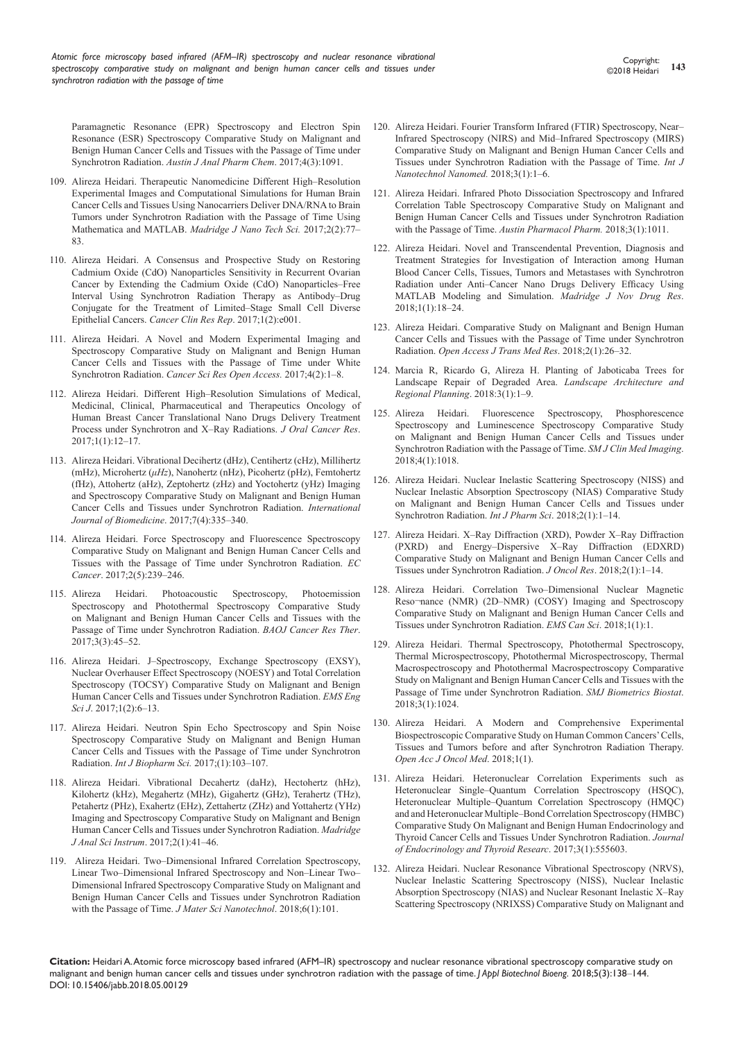Paramagnetic Resonance (EPR) Spectroscopy and Electron Spin Resonance (ESR) Spectroscopy Comparative Study on Malignant and Benign Human Cancer Cells and Tissues with the Passage of Time under Synchrotron Radiation. *Austin J Anal Pharm Chem*. 2017;4(3):1091.

109. Alireza Heidari. Therapeutic Nanomedicine Different High–Resolution Experimental Images and Computational Simulations for Human Brain Cancer Cells and Tissues Using Nanocarriers Deliver DNA/RNA to Brain Tumors under Synchrotron Radiation with the Passage of Time Using Mathematica and MATLAB. *Madridge J Nano Tech Sci.* 2017;2(2):77–83.

110. Alireza Heidari. A Consensus and Prospective Study on Restoring Cadmium Oxide (CdO) Nanoparticles Sensitivity in Recurrent Ovarian Cancer by Extending the Cadmium Oxide (CdO) Nanoparticles–Free Interval Using Synchrotron Radiation Therapy as Antibody–Drug Conjugate for the Treatment of Limited–Stage Small Cell Diverse Epithelial Cancers. *Cancer Clin Res Rep*. 2017;1(2):e001.

111. Alireza Heidari. A Novel and Modern Experimental Imaging and Spectroscopy Comparative Study on Malignant and Benign Human Cancer Cells and Tissues with the Passage of Time under White Synchrotron Radiation. *Cancer Sci Res Open Access.* 2017;4(2):1–8.

112. Alireza Heidari. Different High–Resolution Simulations of Medical, Medicinal, Clinical, Pharmaceutical and Therapeutics Oncology of Human Breast Cancer Translational Nano Drugs Delivery Treatment Process under Synchrotron and X–Ray Radiations. *J Oral Cancer Res*. 2017;1(1):12–17.

113. Alireza Heidari. Vibrational Decihertz (dHz), Centihertz (cHz), Millihertz (mHz), Microhertz ($\mu Hz$), Nanohertz (nHz), Picohertz (pHz), Femtohertz (fHz), Attohertz (aHz), Zeptohertz (zHz) and Yoctohertz (yHz) Imaging and Spectroscopy Comparative Study on Malignant and Benign Human Cancer Cells and Tissues under Synchrotron Radiation. *International Journal of Biomedicine*. 2017;7(4):335–340.

114. Alireza Heidari. Force Spectroscopy and Fluorescence Spectroscopy Comparative Study on Malignant and Benign Human Cancer Cells and Tissues with the Passage of Time under Synchrotron Radiation. *EC Cancer*. 2017;2(5):239–246.

115. Alireza Heidari. Photoacoustic Spectroscopy, Photoemission Spectroscopy and Photothermal Spectroscopy Comparative Study on Malignant and Benign Human Cancer Cells and Tissues with the Passage of Time under Synchrotron Radiation. *BAOJ Cancer Res Ther*. 2017;3(3):45–52.

116. Alireza Heidari. J–Spectroscopy, Exchange Spectroscopy (EXSY), Nuclear Overhauser Effect Spectroscopy (NOESY) and Total Correlation Spectroscopy (TOCSY) Comparative Study on Malignant and Benign Human Cancer Cells and Tissues under Synchrotron Radiation. *EMS Eng Sci J*. 2017;1(2):6–13.

117. Alireza Heidari. Neutron Spin Echo Spectroscopy and Spin Noise Spectroscopy Comparative Study on Malignant and Benign Human Cancer Cells and Tissues with the Passage of Time under Synchrotron Radiation. *Int J Biopharm Sci.* 2017;(1):103–107.

118. Alireza Heidari. Vibrational Decahertz (daHz), Hectohertz (hHz), Kilohertz (kHz), Megahertz (MHz), Gigahertz (GHz), Terahertz (THz), Petahertz (PHz), Exahertz (EHz), Zettahertz (ZHz) and Yottahertz (YHz) Imaging and Spectroscopy Comparative Study on Malignant and Benign Human Cancer Cells and Tissues under Synchrotron Radiation. *Madridge J Anal Sci Instrum*. 2017;2(1):41–46.

119. Alireza Heidari. Two–Dimensional Infrared Correlation Spectroscopy, Linear Two–Dimensional Infrared Spectroscopy and Non–Linear Two–Dimensional Infrared Spectroscopy Comparative Study on Malignant and Benign Human Cancer Cells and Tissues under Synchrotron Radiation with the Passage of Time. *J Mater Sci Nanotechnol*. 2018;6(1):101.

120. Alireza Heidari. Fourier Transform Infrared (FTIR) Spectroscopy, Near–Infrared Spectroscopy (NIRS) and Mid–Infrared Spectroscopy (MIRS) Comparative Study on Malignant and Benign Human Cancer Cells and Tissues under Synchrotron Radiation with the Passage of Time. *Int J Nanotechnol Nanomed.* 2018;3(1):1–6.

121. Alireza Heidari. Infrared Photo Dissociation Spectroscopy and Infrared Correlation Table Spectroscopy Comparative Study on Malignant and Benign Human Cancer Cells and Tissues under Synchrotron Radiation with the Passage of Time. *Austin Pharmacol Pharm.* 2018;3(1):1011.

122. Alireza Heidari. Novel and Transcendental Prevention, Diagnosis and Treatment Strategies for Investigation of Interaction among Human Blood Cancer Cells, Tissues, Tumors and Metastases with Synchrotron Radiation under Anti–Cancer Nano Drugs Delivery Efficacy Using MATLAB Modeling and Simulation. *Madridge J Nov Drug Res*. 2018;1(1):18–24.

123. Alireza Heidari. Comparative Study on Malignant and Benign Human Cancer Cells and Tissues with the Passage of Time under Synchrotron Radiation. *Open Access J Trans Med Res*. 2018;2(1):26–32.

124. Marcia R, Ricardo G, Alireza H. Planting of Jaboticaba Trees for Landscape Repair of Degraded Area. *Landscape Architecture and Regional Planning*. 2018:3(1):1–9.

125. Alireza Heidari. Fluorescence Spectroscopy, Phosphorescence Spectroscopy and Luminescence Spectroscopy Comparative Study on Malignant and Benign Human Cancer Cells and Tissues under Synchrotron Radiation with the Passage of Time. *SM J Clin Med Imaging*. 2018;4(1):1018.

126. Alireza Heidari. Nuclear Inelastic Scattering Spectroscopy (NISS) and Nuclear Inelastic Absorption Spectroscopy (NIAS) Comparative Study on Malignant and Benign Human Cancer Cells and Tissues under Synchrotron Radiation. *Int J Pharm Sci*. 2018;2(1):1–14.

127. Alireza Heidari. X–Ray Diffraction (XRD), Powder X–Ray Diffraction (PXRD) and Energy–Dispersive X–Ray Diffraction (EDXRD) Comparative Study on Malignant and Benign Human Cancer Cells and Tissues under Synchrotron Radiation. *J Oncol Res*. 2018;2(1):1–14.

128. Alireza Heidari. Correlation Two–Dimensional Nuclear Magnetic Reso¬nance (NMR) (2D–NMR) (COSY) Imaging and Spectroscopy Comparative Study on Malignant and Benign Human Cancer Cells and Tissues under Synchrotron Radiation. *EMS Can Sci*. 2018;1(1):1.

129. Alireza Heidari. Thermal Spectroscopy, Photothermal Spectroscopy, Thermal Microspectroscopy, Photothermal Microspectroscopy, Thermal Macrospectroscopy and Photothermal Macrospectroscopy Comparative Study on Malignant and Benign Human Cancer Cells and Tissues with the Passage of Time under Synchrotron Radiation. *SMJ Biometrics Biostat*. 2018;3(1):1024.

130. Alireza Heidari. A Modern and Comprehensive Experimental Biospectroscopic Comparative Study on Human Common Cancers' Cells, Tissues and Tumors before and after Synchrotron Radiation Therapy. *Open Acc J Oncol Med*. 2018;1(1).

131. Alireza Heidari. Heteronuclear Correlation Experiments such as Heteronuclear Single–Quantum Correlation Spectroscopy (HSQC), Heteronuclear Multiple–Quantum Correlation Spectroscopy (HMQC) and and Heteronuclear Multiple–Bond Correlation Spectroscopy (HMBC) Comparative Study On Malignant and Benign Human Endocrinology and Thyroid Cancer Cells and Tissues Under Synchrotron Radiation. *Journal of Endocrinology and Thyroid Researc*. 2017;3(1):555603.

132. Alireza Heidari. Nuclear Resonance Vibrational Spectroscopy (NRVS), Nuclear Inelastic Scattering Spectroscopy (NISS), Nuclear Inelastic Absorption Spectroscopy (NIAS) and Nuclear Resonant Inelastic X–Ray Scattering Spectroscopy (NRIXSS) Comparative Study on Malignant and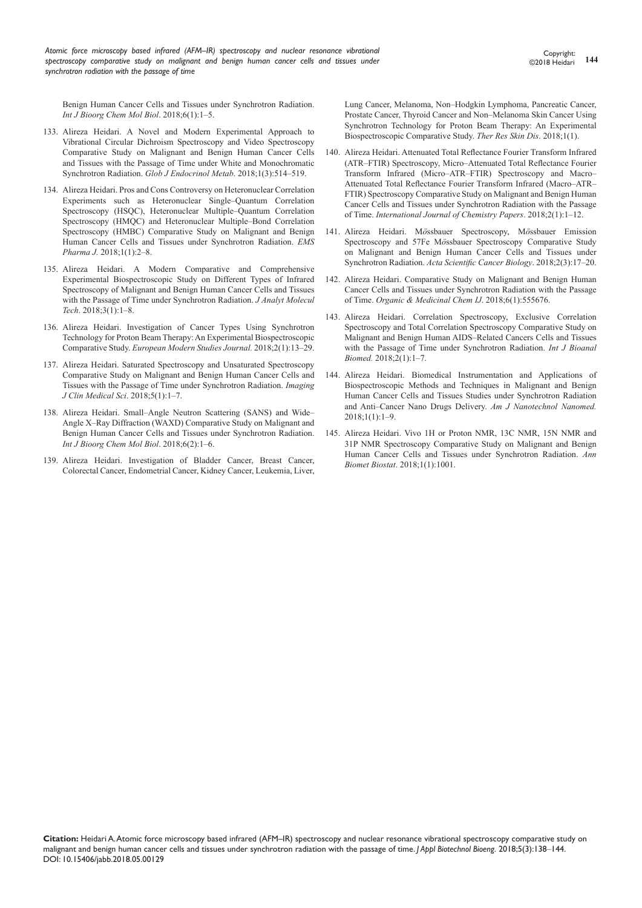Benign Human Cancer Cells and Tissues under Synchrotron Radiation. *Int J Bioorg Chem Mol Biol*. 2018;6(1):1–5.

133. Alireza Heidari. A Novel and Modern Experimental Approach to Vibrational Circular Dichroism Spectroscopy and Video Spectroscopy Comparative Study on Malignant and Benign Human Cancer Cells and Tissues with the Passage of Time under White and Monochromatic Synchrotron Radiation. *Glob J Endocrinol Metab*. 2018;1(3):514–519.

134. Alireza Heidari. Pros and Cons Controversy on Heteronuclear Correlation Experiments such as Heteronuclear Single–Quantum Correlation Spectroscopy (HSQC), Heteronuclear Multiple–Quantum Correlation Spectroscopy (HMQC) and Heteronuclear Multiple–Bond Correlation Spectroscopy (HMBC) Comparative Study on Malignant and Benign Human Cancer Cells and Tissues under Synchrotron Radiation. *EMS Pharma J.* 2018;1(1):2–8.

135. Alireza Heidari. A Modern Comparative and Comprehensive Experimental Biospectroscopic Study on Different Types of Infrared Spectroscopy of Malignant and Benign Human Cancer Cells and Tissues with the Passage of Time under Synchrotron Radiation. *J Analyt Molecul Tech*. 2018;3(1):1–8.

136. Alireza Heidari. Investigation of Cancer Types Using Synchrotron Technology for Proton Beam Therapy: An Experimental Biospectroscopic Comparative Study. *European Modern Studies Journal.* 2018;2(1):13–29.

137. Alireza Heidari. Saturated Spectroscopy and Unsaturated Spectroscopy Comparative Study on Malignant and Benign Human Cancer Cells and Tissues with the Passage of Time under Synchrotron Radiation. *Imaging J Clin Medical Sci*. 2018;5(1):1–7.

138. Alireza Heidari. Small–Angle Neutron Scattering (SANS) and Wide–Angle X–Ray Diffraction (WAXD) Comparative Study on Malignant and Benign Human Cancer Cells and Tissues under Synchrotron Radiation. *Int J Bioorg Chem Mol Biol*. 2018;6(2):1–6.

139. Alireza Heidari. Investigation of Bladder Cancer, Breast Cancer, Colorectal Cancer, Endometrial Cancer, Kidney Cancer, Leukemia, Liver, Lung Cancer, Melanoma, Non–Hodgkin Lymphoma, Pancreatic Cancer, Prostate Cancer, Thyroid Cancer and Non–Melanoma Skin Cancer Using Synchrotron Technology for Proton Beam Therapy: An Experimental Biospectroscopic Comparative Study. *Ther Res Skin Dis*. 2018;1(1).

140. Alireza Heidari. Attenuated Total Reflectance Fourier Transform Infrared (ATR–FTIR) Spectroscopy, Micro–Attenuated Total Reflectance Fourier Transform Infrared (Micro–ATR–FTIR) Spectroscopy and Macro–Attenuated Total Reflectance Fourier Transform Infrared (Macro–ATR–FTIR) Spectroscopy Comparative Study on Malignant and Benign Human Cancer Cells and Tissues under Synchrotron Radiation with the Passage of Time. *International Journal of Chemistry Papers*. 2018;2(1):1–12.

141. Alireza Heidari. Mӧssbauer Spectroscopy, Mӧssbauer Emission Spectroscopy and 57Fe Mӧssbauer Spectroscopy Comparative Study on Malignant and Benign Human Cancer Cells and Tissues under Synchrotron Radiation. *Acta Scientific Cancer Biology*. 2018;2(3):17–20.

142. Alireza Heidari. Comparative Study on Malignant and Benign Human Cancer Cells and Tissues under Synchrotron Radiation with the Passage of Time. *Organic & Medicinal Chem IJ*. 2018;6(1):555676.

143. Alireza Heidari. Correlation Spectroscopy, Exclusive Correlation Spectroscopy and Total Correlation Spectroscopy Comparative Study on Malignant and Benign Human AIDS–Related Cancers Cells and Tissues with the Passage of Time under Synchrotron Radiation. *Int J Bioanal Biomed.* 2018;2(1):1–7.

144. Alireza Heidari. Biomedical Instrumentation and Applications of Biospectroscopic Methods and Techniques in Malignant and Benign Human Cancer Cells and Tissues Studies under Synchrotron Radiation and Anti–Cancer Nano Drugs Delivery. *Am J Nanotechnol Nanomed.* 2018;1(1):1–9.

145. Alireza Heidari. Vivo 1H or Proton NMR, 13C NMR, 15N NMR and 31P NMR Spectroscopy Comparative Study on Malignant and Benign Human Cancer Cells and Tissues under Synchrotron Radiation. *Ann Biomet Biostat*. 2018;1(1):1001.